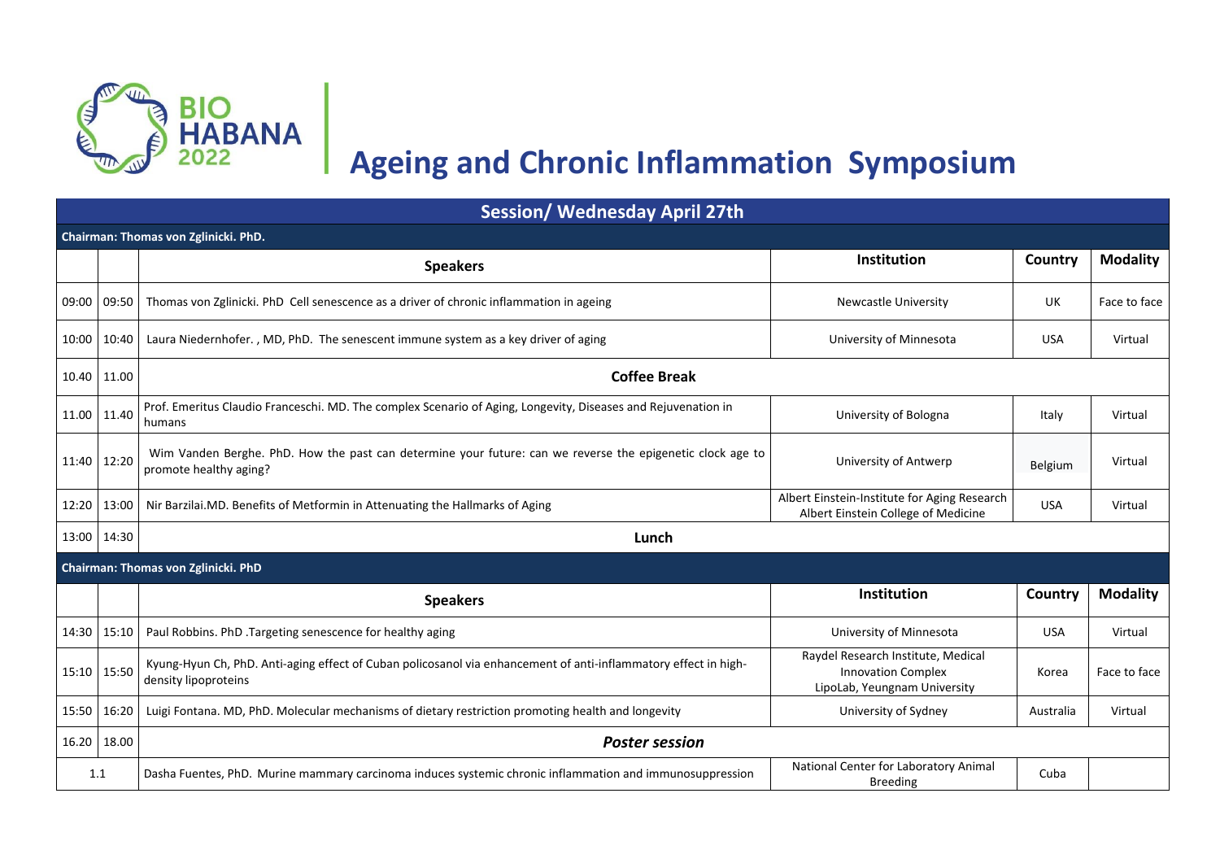BIO HABANA 2022

# Ageing and Chronic Inflammation Symposium

| Session/ Wednesday April 27th | | | | | |
|---|---|---|---|---|---|
| **Chairman: Thomas von Zglinicki. PhD.** | | | | | |
| | | **Speakers** | **Institution** | **Country** | **Modality** |
| 09:00 | 09:50 | Thomas von Zglinicki. PhD Cell senescence as a driver of chronic inflammation in ageing | Newcastle University | UK | Face to face |
| 10:00 | 10:40 | Laura Niedernhofer. , MD, PhD. The senescent immune system as a key driver of aging | University of Minnesota | USA | Virtual |
| 10.40 | 11.00 | **Coffee Break** | | | |
| 11.00 | 11.40 | Prof. Emeritus Claudio Franceschi. MD. The complex Scenario of Aging, Longevity, Diseases and Rejuvenation in humans | University of Bologna | Italy | Virtual |
| 11:40 | 12:20 | Wim Vanden Berghe. PhD. How the past can determine your future: can we reverse the epigenetic clock age to promote healthy aging? | University of Antwerp | Belgium | Virtual |
| 12:20 | 13:00 | Nir Barzilai.MD. Benefits of Metformin in Attenuating the Hallmarks of Aging | Albert Einstein-Institute for Aging Research Albert Einstein College of Medicine | USA | Virtual |
| 13:00 | 14:30 | **Lunch** | | | |
| **Chairman: Thomas von Zglinicki. PhD** | | | | | |
| | | **Speakers** | **Institution** | **Country** | **Modality** |
| 14:30 | 15:10 | Paul Robbins. PhD .Targeting senescence for healthy aging | University of Minnesota | USA | Virtual |
| 15:10 | 15:50 | Kyung-Hyun Ch, PhD. Anti-aging effect of Cuban policosanol via enhancement of anti-inflammatory effect in high-density lipoproteins | Raydel Research Institute, Medical Innovation Complex LipoLab, Yeungnam University | Korea | Face to face |
| 15:50 | 16:20 | Luigi Fontana. MD, PhD. Molecular mechanisms of dietary restriction promoting health and longevity | University of Sydney | Australia | Virtual |
| 16.20 | 18.00 | ***Poster session*** | | | |
| 1.1 | | Dasha Fuentes, PhD. Murine mammary carcinoma induces systemic chronic inflammation and immunosuppression | National Center for Laboratory Animal Breeding | Cuba | |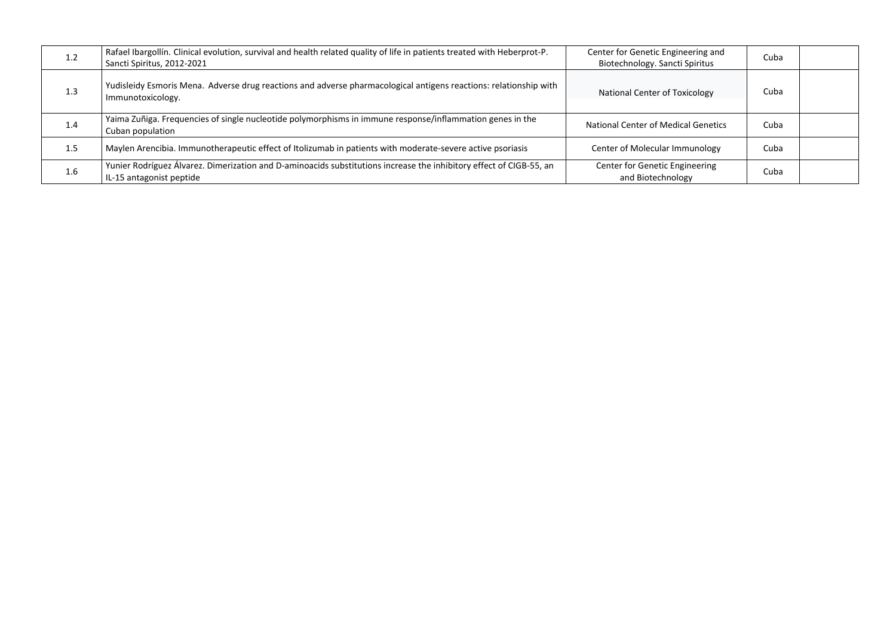| | | | | |
|---|---|---|---|---|
| 1.2 | Rafael Ibargollín. Clinical evolution, survival and health related quality of life in patients treated with Heberprot-P. Sancti Spiritus, 2012-2021 | Center for Genetic Engineering and Biotechnology. Sancti Spiritus | Cuba | |
| 1.3 | Yudisleidy Esmoris Mena. Adverse drug reactions and adverse pharmacological antigens reactions: relationship with Immunotoxicology. | National Center of Toxicology | Cuba | |
| 1.4 | Yaima Zuñiga. Frequencies of single nucleotide polymorphisms in immune response/inflammation genes in the Cuban population | National Center of Medical Genetics | Cuba | |
| 1.5 | Maylen Arencibia. Immunotherapeutic effect of Itolizumab in patients with moderate-severe active psoriasis | Center of Molecular Immunology | Cuba | |
| 1.6 | Yunier Rodríguez Álvarez. Dimerization and D-aminoacids substitutions increase the inhibitory effect of CIGB-55, an IL-15 antagonist peptide | Center for Genetic Engineering and Biotechnology | Cuba | |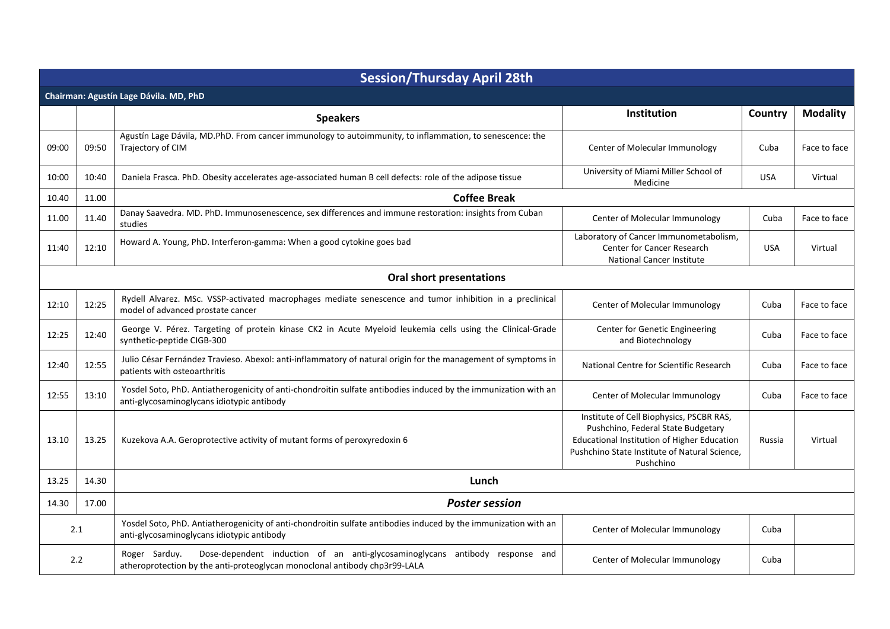| Session/Thursday April 28th | | | | | |
|---|---|---|---|---|---|
| **Chairman: Agustín Lage Dávila. MD, PhD** | | | | | |
| | | **Speakers** | **Institution** | **Country** | **Modality** |
| 09:00 | 09:50 | Agustín Lage Dávila, MD.PhD. From cancer immunology to autoimmunity, to inflammation, to senescence: the Trajectory of CIM | Center of Molecular Immunology | Cuba | Face to face |
| 10:00 | 10:40 | Daniela Frasca. PhD. Obesity accelerates age-associated human B cell defects: role of the adipose tissue | University of Miami Miller School of Medicine | USA | Virtual |
| 10.40 | 11.00 | **Coffee Break** | | | |
| 11.00 | 11.40 | Danay Saavedra. MD. PhD. Immunosenescence, sex differences and immune restoration: insights from Cuban studies | Center of Molecular Immunology | Cuba | Face to face |
| 11:40 | 12:10 | Howard A. Young, PhD. Interferon-gamma: When a good cytokine goes bad | Laboratory of Cancer Immunometabolism, Center for Cancer Research National Cancer Institute | USA | Virtual |
| **Oral short presentations** | | | | | |
| 12:10 | 12:25 | Rydell Alvarez. MSc. VSSP-activated macrophages mediate senescence and tumor inhibition in a preclinical model of advanced prostate cancer | Center of Molecular Immunology | Cuba | Face to face |
| 12:25 | 12:40 | George V. Pérez. Targeting of protein kinase CK2 in Acute Myeloid leukemia cells using the Clinical-Grade synthetic-peptide CIGB-300 | Center for Genetic Engineering and Biotechnology | Cuba | Face to face |
| 12:40 | 12:55 | Julio César Fernández Travieso. Abexol: anti-inflammatory of natural origin for the management of symptoms in patients with osteoarthritis | National Centre for Scientific Research | Cuba | Face to face |
| 12:55 | 13:10 | Yosdel Soto, PhD. Antiatherogenicity of anti-chondroitin sulfate antibodies induced by the immunization with an anti-glycosaminoglycans idiotypic antibody | Center of Molecular Immunology | Cuba | Face to face |
| 13.10 | 13.25 | Kuzekova A.A. Geroprotective activity of mutant forms of peroxyredoxin 6 | Institute of Cell Biophysics, PSCBR RAS, Pushchino, Federal State Budgetary Educational Institution of Higher Education Pushchino State Institute of Natural Science, Pushchino | Russia | Virtual |
| 13.25 | 14.30 | **Lunch** | | | |
| 14.30 | 17.00 | ***Poster session*** | | | |
| 2.1 | | Yosdel Soto, PhD. Antiatherogenicity of anti-chondroitin sulfate antibodies induced by the immunization with an anti-glycosaminoglycans idiotypic antibody | Center of Molecular Immunology | Cuba | |
| 2.2 | | Roger Sarduy. Dose-dependent induction of an anti-glycosaminoglycans antibody response and atheroprotection by the anti-proteoglycan monoclonal antibody chp3r99-LALA | Center of Molecular Immunology | Cuba | |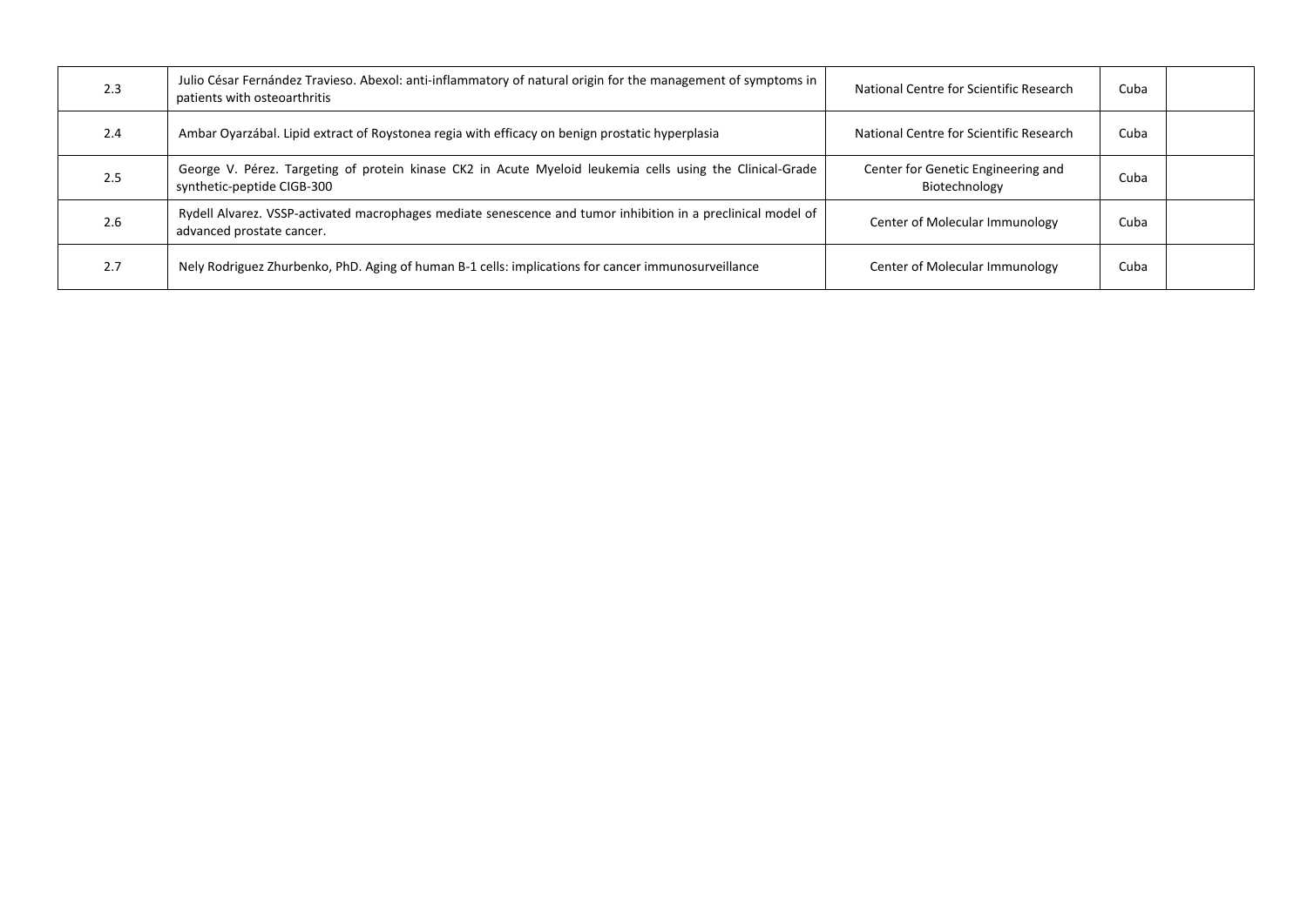| | | | | |
|---|---|---|---|---|
| 2.3 | Julio César Fernández Travieso. Abexol: anti-inflammatory of natural origin for the management of symptoms in patients with osteoarthritis | National Centre for Scientific Research | Cuba | |
| 2.4 | Ambar Oyarzábal. Lipid extract of Roystonea regia with efficacy on benign prostatic hyperplasia | National Centre for Scientific Research | Cuba | |
| 2.5 | George V. Pérez. Targeting of protein kinase CK2 in Acute Myeloid leukemia cells using the Clinical-Grade synthetic-peptide CIGB-300 | Center for Genetic Engineering and Biotechnology | Cuba | |
| 2.6 | Rydell Alvarez. VSSP-activated macrophages mediate senescence and tumor inhibition in a preclinical model of advanced prostate cancer. | Center of Molecular Immunology | Cuba | |
| 2.7 | Nely Rodriguez Zhurbenko, PhD. Aging of human B-1 cells: implications for cancer immunosurveillance | Center of Molecular Immunology | Cuba | |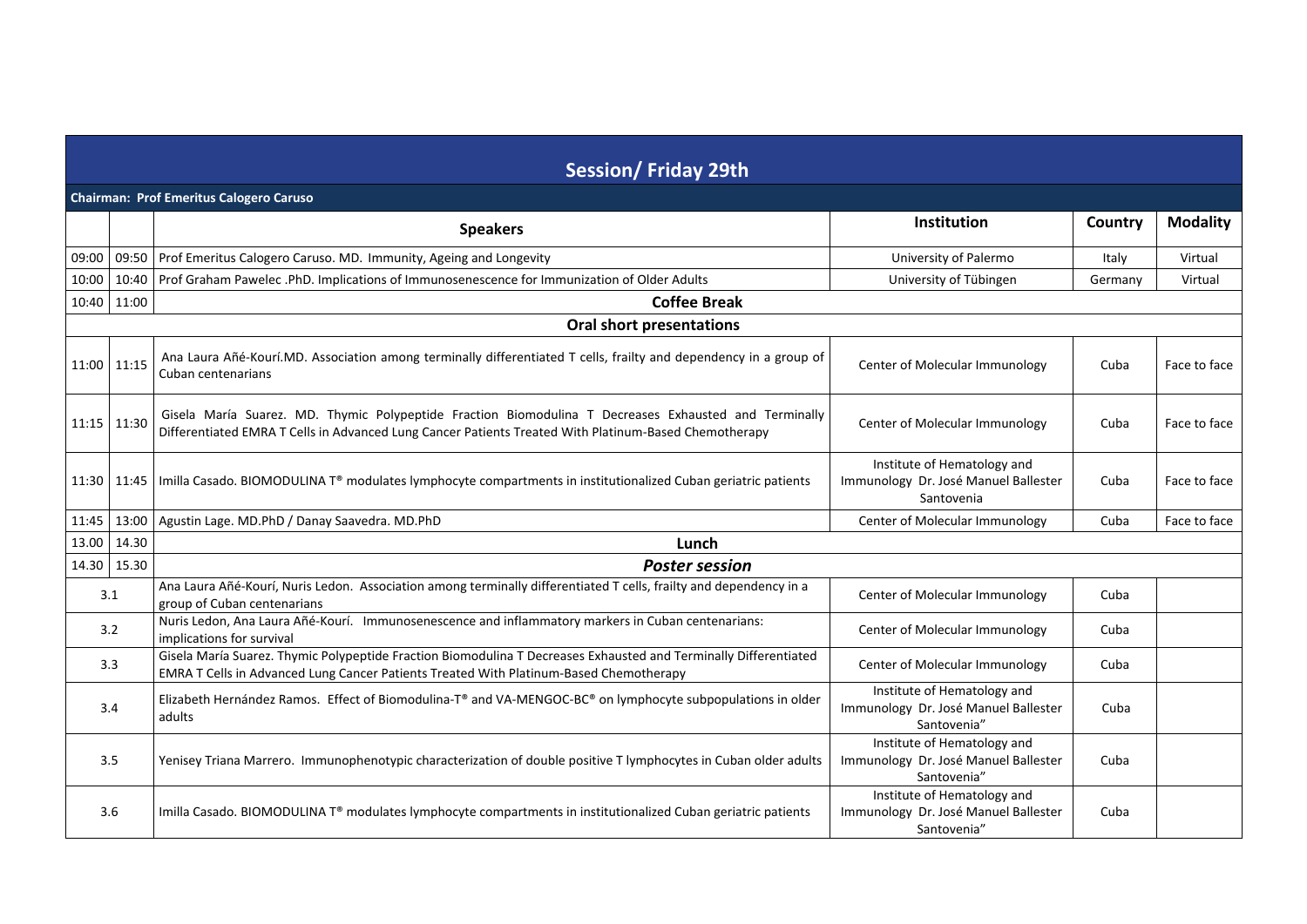| Session/ Friday 29th | | | | | |
|---|---|---|---|---|---|
| **Chairman: Prof Emeritus Calogero Caruso** | | | | | |
| | | **Speakers** | **Institution** | **Country** | **Modality** |
| 09:00 | 09:50 | Prof Emeritus Calogero Caruso. MD. Immunity, Ageing and Longevity | University of Palermo | Italy | Virtual |
| 10:00 | 10:40 | Prof Graham Pawelec .PhD. Implications of Immunosenescence for Immunization of Older Adults | University of Tübingen | Germany | Virtual |
| 10:40 | 11:00 | **Coffee Break** | | | |
| **Oral short presentations** | | | | | |
| 11:00 | 11:15 | Ana Laura Añé-Kourí.MD. Association among terminally differentiated T cells, frailty and dependency in a group of Cuban centenarians | Center of Molecular Immunology | Cuba | Face to face |
| 11:15 | 11:30 | Gisela María Suarez. MD. Thymic Polypeptide Fraction Biomodulina T Decreases Exhausted and Terminally Differentiated EMRA T Cells in Advanced Lung Cancer Patients Treated With Platinum-Based Chemotherapy | Center of Molecular Immunology | Cuba | Face to face |
| 11:30 | 11:45 | Imilla Casado. BIOMODULINA T® modulates lymphocyte compartments in institutionalized Cuban geriatric patients | Institute of Hematology and Immunology Dr. José Manuel Ballester Santovenia | Cuba | Face to face |
| 11:45 | 13:00 | Agustin Lage. MD.PhD / Danay Saavedra. MD.PhD | Center of Molecular Immunology | Cuba | Face to face |
| 13.00 | 14.30 | **Lunch** | | | |
| 14.30 | 15.30 | ***Poster session*** | | | |
| 3.1 | | Ana Laura Añé-Kourí, Nuris Ledon. Association among terminally differentiated T cells, frailty and dependency in a group of Cuban centenarians | Center of Molecular Immunology | Cuba | |
| 3.2 | | Nuris Ledon, Ana Laura Añé-Kourí. Immunosenescence and inflammatory markers in Cuban centenarians: implications for survival | Center of Molecular Immunology | Cuba | |
| 3.3 | | Gisela María Suarez. Thymic Polypeptide Fraction Biomodulina T Decreases Exhausted and Terminally Differentiated EMRA T Cells in Advanced Lung Cancer Patients Treated With Platinum-Based Chemotherapy | Center of Molecular Immunology | Cuba | |
| 3.4 | | Elizabeth Hernández Ramos. Effect of Biomodulina-T® and VA-MENGOC-BC® on lymphocyte subpopulations in older adults | Institute of Hematology and Immunology Dr. José Manuel Ballester Santovenia" | Cuba | |
| 3.5 | | Yenisey Triana Marrero. Immunophenotypic characterization of double positive T lymphocytes in Cuban older adults | Institute of Hematology and Immunology Dr. José Manuel Ballester Santovenia" | Cuba | |
| 3.6 | | Imilla Casado. BIOMODULINA T® modulates lymphocyte compartments in institutionalized Cuban geriatric patients | Institute of Hematology and Immunology Dr. José Manuel Ballester Santovenia" | Cuba | |